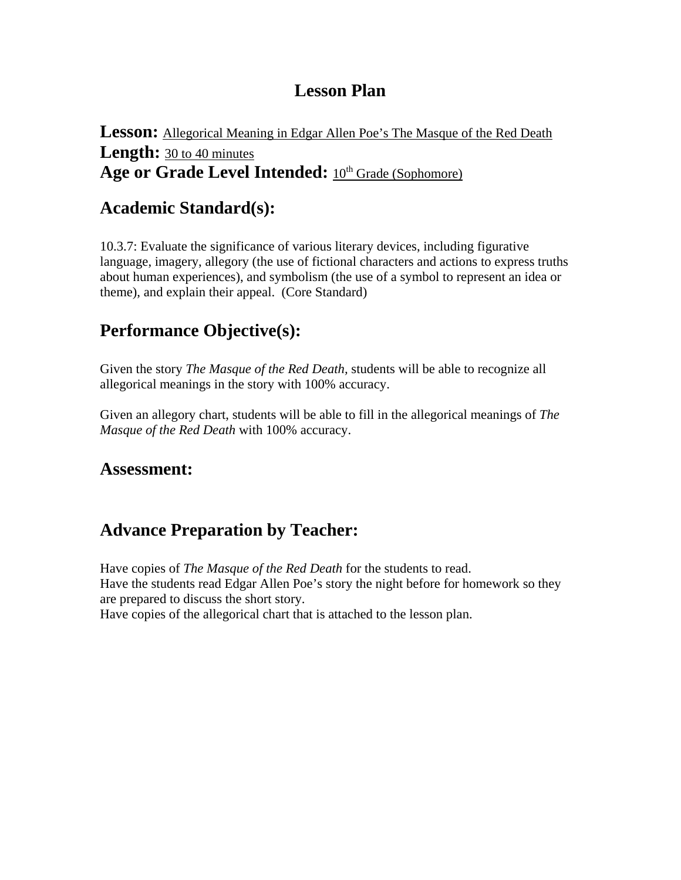# Lesson Plan

**Lesson:** Allegorical Meaning in Edgar Allen Poe's The Masque of the Red Death
**Length:** 30 to 40 minutes
**Age or Grade Level Intended:** 10th Grade (Sophomore)

## Academic Standard(s):

10.3.7: Evaluate the significance of various literary devices, including figurative language, imagery, allegory (the use of fictional characters and actions to express truths about human experiences), and symbolism (the use of a symbol to represent an idea or theme), and explain their appeal. (Core Standard)

## Performance Objective(s):

Given the story *The Masque of the Red Death,* students will be able to recognize all allegorical meanings in the story with 100% accuracy.

Given an allegory chart, students will be able to fill in the allegorical meanings of *The Masque of the Red Death* with 100% accuracy.

## Assessment:

## Advance Preparation by Teacher:

Have copies of *The Masque of the Red Death* for the students to read.
Have the students read Edgar Allen Poe's story the night before for homework so they are prepared to discuss the short story.
Have copies of the allegorical chart that is attached to the lesson plan.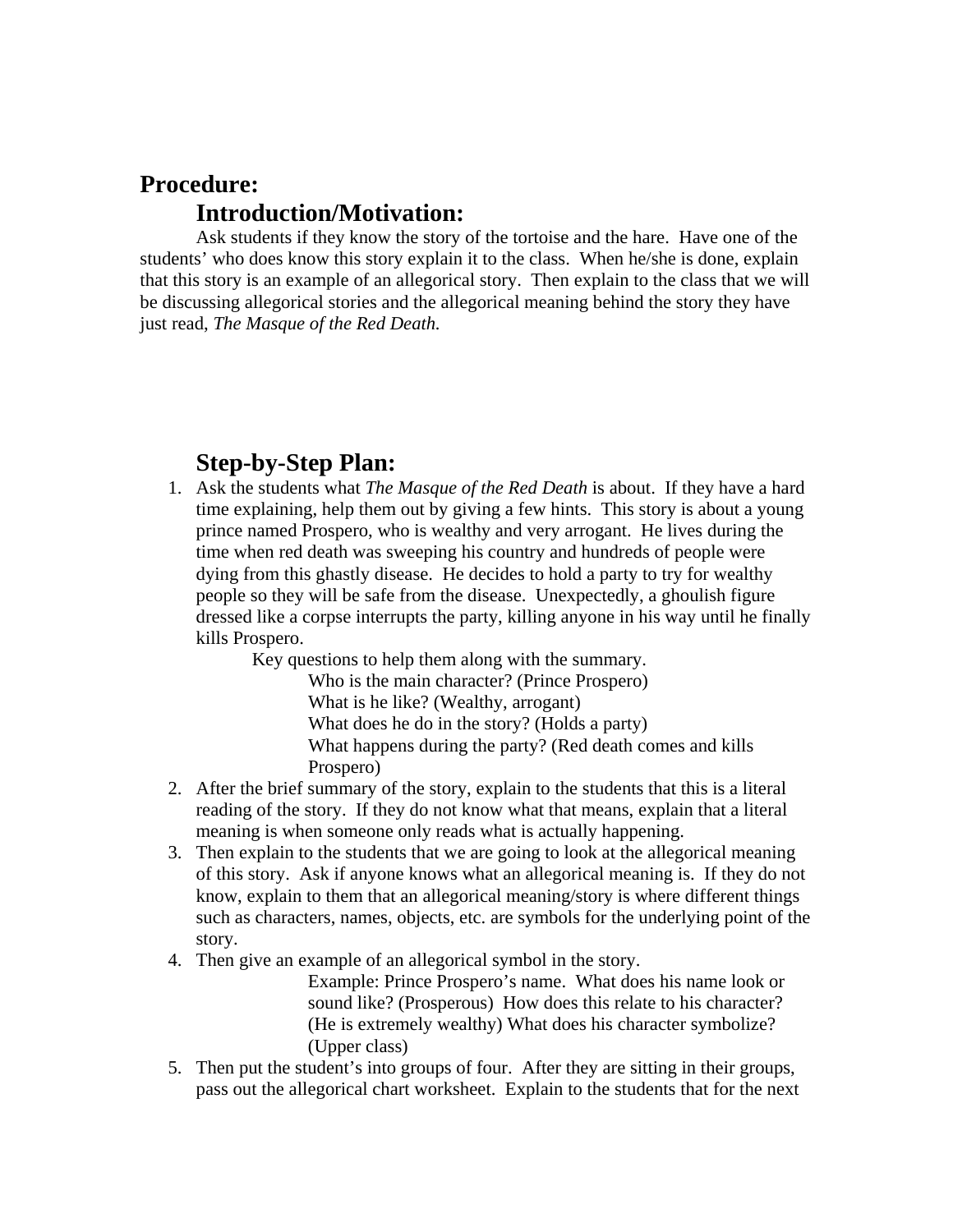# Procedure:

## Introduction/Motivation:

Ask students if they know the story of the tortoise and the hare. Have one of the students' who does know this story explain it to the class. When he/she is done, explain that this story is an example of an allegorical story. Then explain to the class that we will be discussing allegorical stories and the allegorical meaning behind the story they have just read, *The Masque of the Red Death.*

## Step-by-Step Plan:

1. Ask the students what *The Masque of the Red Death* is about. If they have a hard time explaining, help them out by giving a few hints. This story is about a young prince named Prospero, who is wealthy and very arrogant. He lives during the time when red death was sweeping his country and hundreds of people were dying from this ghastly disease. He decides to hold a party to try for wealthy people so they will be safe from the disease. Unexpectedly, a ghoulish figure dressed like a corpse interrupts the party, killing anyone in his way until he finally kills Prospero.

   Key questions to help them along with the summary.

   Who is the main character? (Prince Prospero)
   What is he like? (Wealthy, arrogant)
   What does he do in the story? (Holds a party)
   What happens during the party? (Red death comes and kills Prospero)

2. After the brief summary of the story, explain to the students that this is a literal reading of the story. If they do not know what that means, explain that a literal meaning is when someone only reads what is actually happening.
3. Then explain to the students that we are going to look at the allegorical meaning of this story. Ask if anyone knows what an allegorical meaning is. If they do not know, explain to them that an allegorical meaning/story is where different things such as characters, names, objects, etc. are symbols for the underlying point of the story.
4. Then give an example of an allegorical symbol in the story.

   Example: Prince Prospero's name. What does his name look or sound like? (Prosperous) How does this relate to his character? (He is extremely wealthy) What does his character symbolize? (Upper class)

5. Then put the student's into groups of four. After they are sitting in their groups, pass out the allegorical chart worksheet. Explain to the students that for the next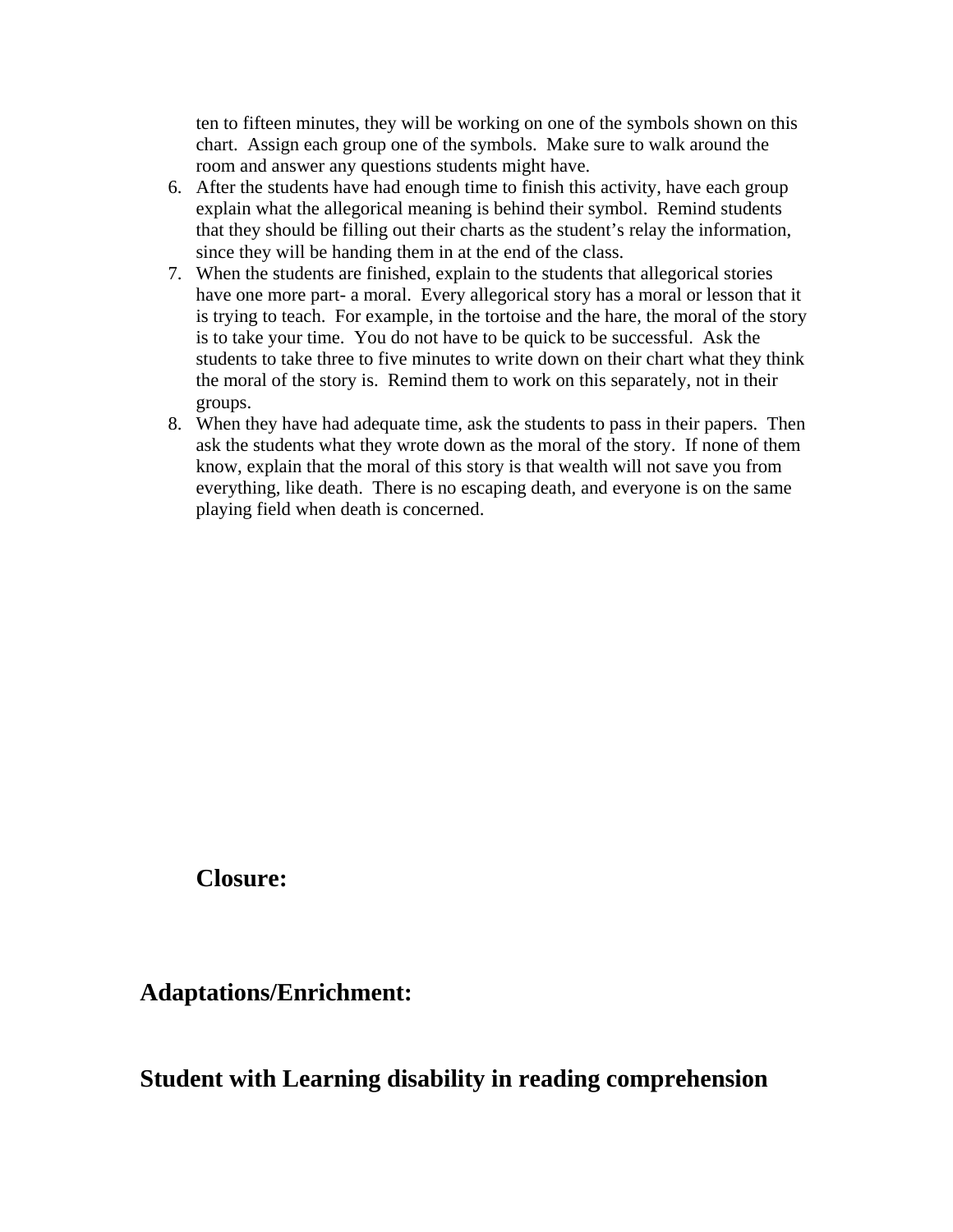ten to fifteen minutes, they will be working on one of the symbols shown on this chart. Assign each group one of the symbols. Make sure to walk around the room and answer any questions students might have.

6. After the students have had enough time to finish this activity, have each group explain what the allegorical meaning is behind their symbol. Remind students that they should be filling out their charts as the student's relay the information, since they will be handing them in at the end of the class.
7. When the students are finished, explain to the students that allegorical stories have one more part- a moral. Every allegorical story has a moral or lesson that it is trying to teach. For example, in the tortoise and the hare, the moral of the story is to take your time. You do not have to be quick to be successful. Ask the students to take three to five minutes to write down on their chart what they think the moral of the story is. Remind them to work on this separately, not in their groups.
8. When they have had adequate time, ask the students to pass in their papers. Then ask the students what they wrote down as the moral of the story. If none of them know, explain that the moral of this story is that wealth will not save you from everything, like death. There is no escaping death, and everyone is on the same playing field when death is concerned.

**Closure:**

## Adaptations/Enrichment:

## Student with Learning disability in reading comprehension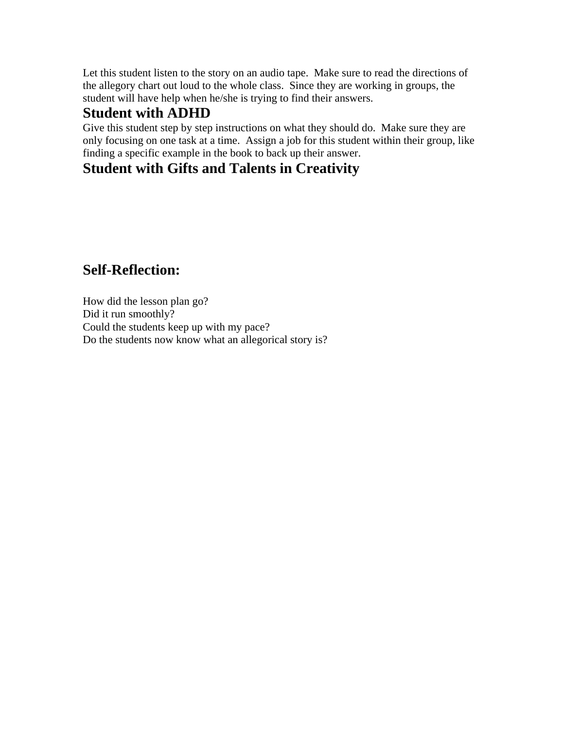Let this student listen to the story on an audio tape. Make sure to read the directions of the allegory chart out loud to the whole class. Since they are working in groups, the student will have help when he/she is trying to find their answers.

## Student with ADHD

Give this student step by step instructions on what they should do. Make sure they are only focusing on one task at a time. Assign a job for this student within their group, like finding a specific example in the book to back up their answer.

## Student with Gifts and Talents in Creativity

## Self-Reflection:

How did the lesson plan go?
Did it run smoothly?
Could the students keep up with my pace?
Do the students now know what an allegorical story is?